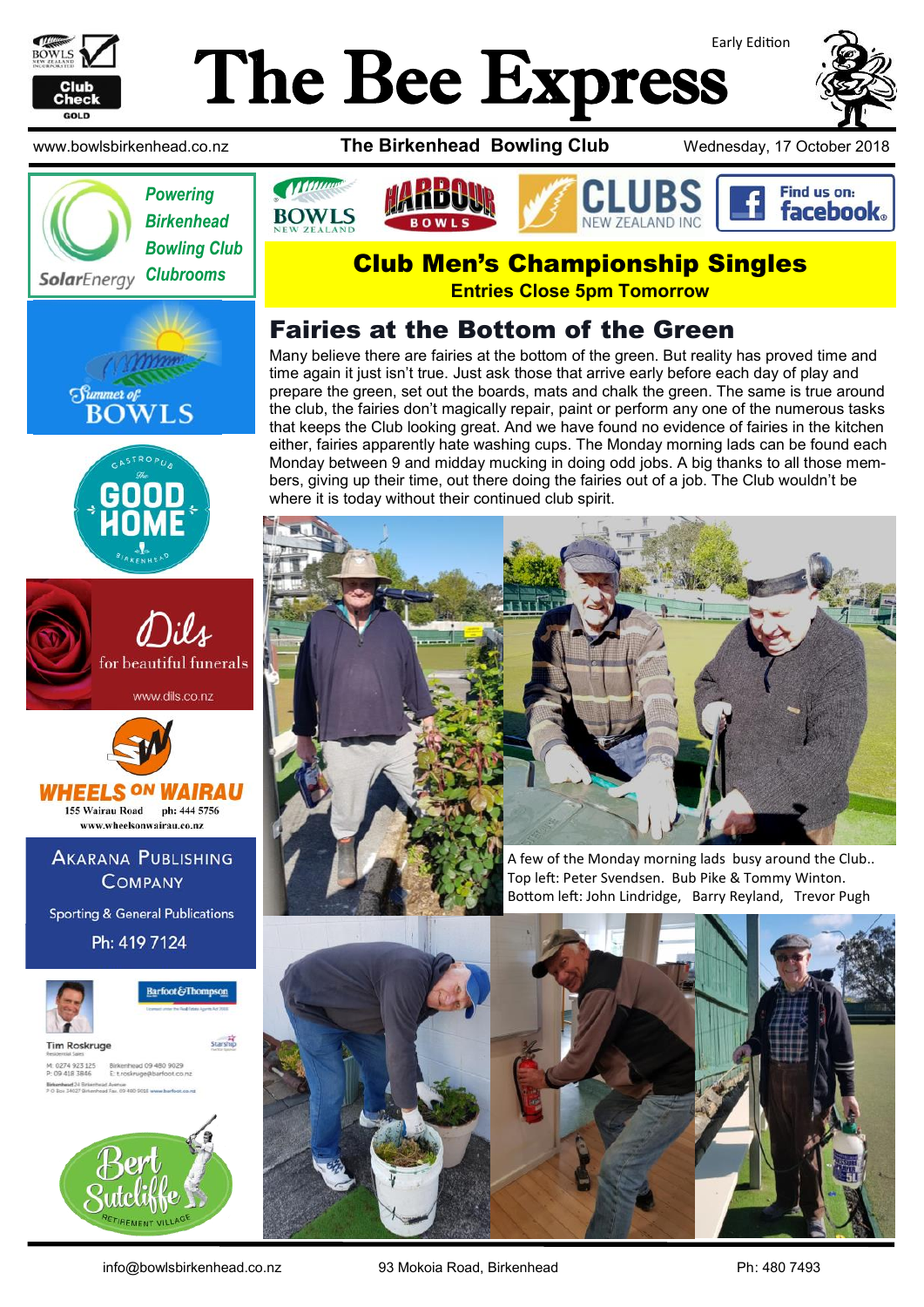# The Bee Express

Early Edition

www.bowlsbirkenhead.co.nz | **The Birkenhead Bowling Club** | Wednesday, 17 October 2018

## Club Men's Championship Singles

**Entries Close 5pm Tomorrow**

## Fairies at the Bottom of the Green

Many believe there are fairies at the bottom of the green. But reality has proved time and time again it just isn't true. Just ask those that arrive early before each day of play and prepare the green, set out the boards, mats and chalk the green. The same is true around the club, the fairies don't magically repair, paint or perform any one of the numerous tasks that keeps the Club looking great. And we have found no evidence of fairies in the kitchen either, fairies apparently hate washing cups. The Monday morning lads can be found each Monday between 9 and midday mucking in doing odd jobs. A big thanks to all those members, giving up their time, out there doing the fairies out of a job. The Club wouldn't be where it is today without their continued club spirit.

A few of the Monday morning lads busy around the Club.. Top left: Peter Svendsen. Bub Pike & Tommy Winton. Bottom left: John Lindridge, Barry Reyland, Trevor Pugh

*Powering Birkenhead Bowling Club Clubrooms* — SolarEnergy

Dils — for beautiful funerals — www.dils.co.nz

WHEELS ON WAIRAU — 155 Wairau Road ph: 444 5756 — www.wheelsonwairau.co.nz

Akarana Publishing Company — Sporting & General Publications — Ph: 419 7124

Tim Roskruge — Barfoot & Thompson

Bert Sutcliffe Retirement Village

info@bowlsbirkenhead.co.nz | 93 Mokoia Road, Birkenhead | Ph: 480 7493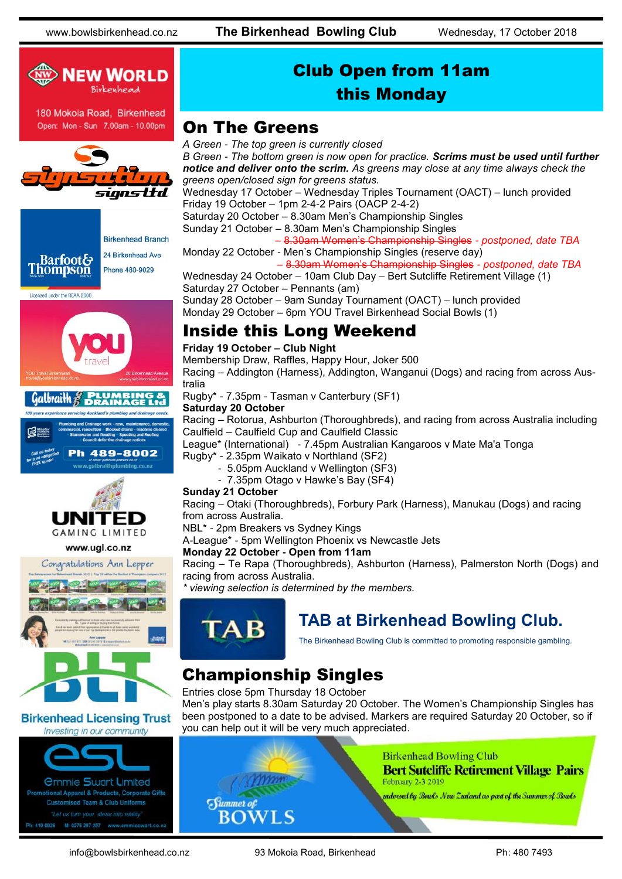# Club Open from 11am this Monday

## On The Greens

*A Green - The top green is currently closed*

*B Green - The bottom green is now open for practice.* ***Scrims must be used until further notice and deliver onto the scrim.*** *As greens may close at any time always check the greens open/closed sign for greens status.*

Wednesday 17 October – Wednesday Triples Tournament (OACT) – lunch provided
Friday 19 October – 1pm 2-4-2 Pairs (OACP 2-4-2)
Saturday 20 October – 8.30am Men's Championship Singles
Sunday 21 October – 8.30am Men's Championship Singles
– ~~8.30am Women's Championship Singles~~ *- postponed, date TBA*
Monday 22 October - Men's Championship Singles (reserve day)
– ~~8.30am Women's Championship Singles~~ *- postponed, date TBA*
Wednesday 24 October – 10am Club Day – Bert Sutcliffe Retirement Village (1)
Saturday 27 October – Pennants (am)
Sunday 28 October – 9am Sunday Tournament (OACT) – lunch provided
Monday 29 October – 6pm YOU Travel Birkenhead Social Bowls (1)

## Inside this Long Weekend

**Friday 19 October – Club Night**
Membership Draw, Raffles, Happy Hour, Joker 500
Racing – Addington (Harness), Addington, Wanganui (Dogs) and racing from across Australia
Rugby* - 7.35pm - Tasman v Canterbury (SF1)

**Saturday 20 October**
Racing – Rotorua, Ashburton (Thoroughbreds), and racing from across Australia including Caulfield – Caulfield Cup and Caulfield Classic
League* (International) - 7.45pm Australian Kangaroos v Mate Ma'a Tonga
Rugby* - 2.35pm Waikato v Northland (SF2)
- 5.05pm Auckland v Wellington (SF3)
- 7.35pm Otago v Hawke's Bay (SF4)

**Sunday 21 October**
Racing – Otaki (Thoroughbreds), Forbury Park (Harness), Manukau (Dogs) and racing from across Australia.
NBL* - 2pm Breakers vs Sydney Kings
A-League* - 5pm Wellington Phoenix vs Newcastle Jets

**Monday 22 October - Open from 11am**
Racing – Te Rapa (Thoroughbreds), Ashburton (Harness), Palmerston North (Dogs) and racing from across Australia.

*\* viewing selection is determined by the members.*

## TAB at Birkenhead Bowling Club.

The Birkenhead Bowling Club is committed to promoting responsible gambling.

## Championship Singles

Entries close 5pm Thursday 18 October
Men's play starts 8.30am Saturday 20 October. The Women's Championship Singles has been postponed to a date to be advised. Markers are required Saturday 20 October, so if you can help out it will be very much appreciated.

Birkenhead Bowling Club
**Bert Sutcliffe Retirement Village Pairs**
February 2-3 2019
*endorsed by Bowls New Zealand as part of the Summer of Bowls*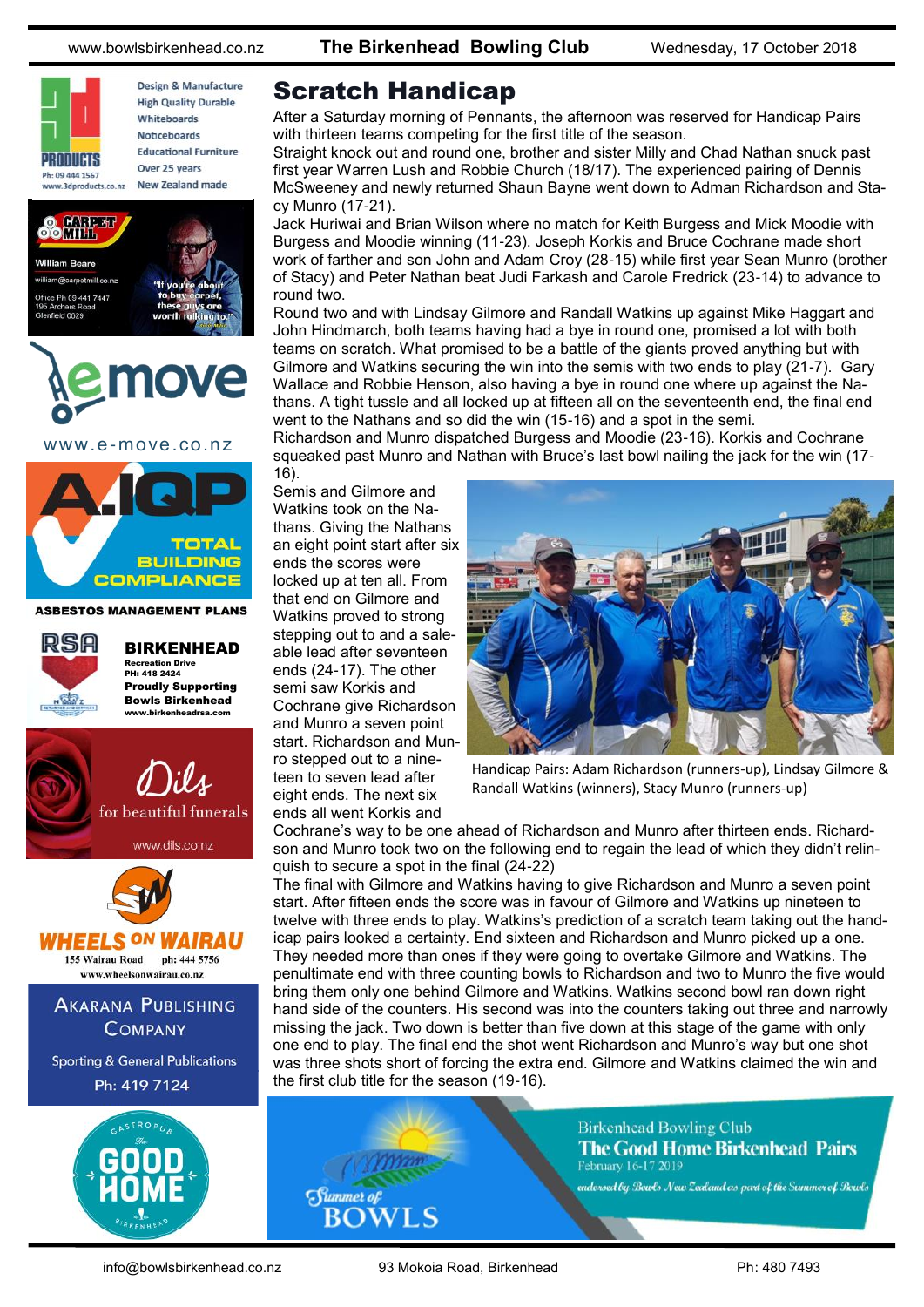# Scratch Handicap

After a Saturday morning of Pennants, the afternoon was reserved for Handicap Pairs with thirteen teams competing for the first title of the season.

Straight knock out and round one, brother and sister Milly and Chad Nathan snuck past first year Warren Lush and Robbie Church (18/17). The experienced pairing of Dennis McSweeney and newly returned Shaun Bayne went down to Adman Richardson and Stacy Munro (17-21).

Jack Huriwai and Brian Wilson where no match for Keith Burgess and Mick Moodie with Burgess and Moodie winning (11-23). Joseph Korkis and Bruce Cochrane made short work of farther and son John and Adam Croy (28-15) while first year Sean Munro (brother of Stacy) and Peter Nathan beat Judi Farkash and Carole Fredrick (23-14) to advance to round two.

Round two and with Lindsay Gilmore and Randall Watkins up against Mike Haggart and John Hindmarch, both teams having had a bye in round one, promised a lot with both teams on scratch. What promised to be a battle of the giants proved anything but with Gilmore and Watkins securing the win into the semis with two ends to play (21-7). Gary Wallace and Robbie Henson, also having a bye in round one where up against the Nathans. A tight tussle and all locked up at fifteen all on the seventeenth end, the final end went to the Nathans and so did the win (15-16) and a spot in the semi.

Richardson and Munro dispatched Burgess and Moodie (23-16). Korkis and Cochrane squeaked past Munro and Nathan with Bruce's last bowl nailing the jack for the win (17-16).

Semis and Gilmore and Watkins took on the Nathans. Giving the Nathans an eight point start after six ends the scores were locked up at ten all. From that end on Gilmore and Watkins proved to strong stepping out to and a saleable lead after seventeen ends (24-17). The other semi saw Korkis and Cochrane give Richardson and Munro a seven point start. Richardson and Munro stepped out to a nineteen to seven lead after eight ends. The next six ends all went Korkis and Cochrane's way to be one ahead of Richardson and Munro after thirteen ends. Richardson and Munro took two on the following end to regain the lead of which they didn't relinquish to secure a spot in the final (24-22)

Handicap Pairs: Adam Richardson (runners-up), Lindsay Gilmore & Randall Watkins (winners), Stacy Munro (runners-up)

The final with Gilmore and Watkins having to give Richardson and Munro a seven point start. After fifteen ends the score was in favour of Gilmore and Watkins up nineteen to twelve with three ends to play. Watkins's prediction of a scratch team taking out the handicap pairs looked a certainty. End sixteen and Richardson and Munro picked up a one. They needed more than ones if they were going to overtake Gilmore and Watkins. The penultimate end with three counting bowls to Richardson and two to Munro the five would bring them only one behind Gilmore and Watkins. Watkins second bowl ran down right hand side of the counters. His second was into the counters taking out three and narrowly missing the jack. Two down is better than five down at this stage of the game with only one end to play. The final end the shot went Richardson and Munro's way but one shot was three shots short of forcing the extra end. Gilmore and Watkins claimed the win and the first club title for the season (19-16).

Birkenhead Bowling Club
The Good Home Birkenhead Pairs
February 16-17 2019
endorsed by Bowls New Zealand as part of the Summer of Bowls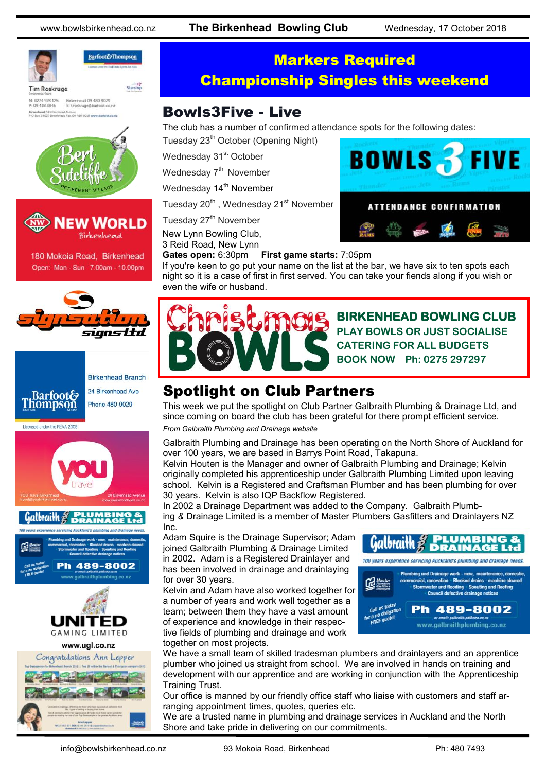# Markers Required
# Championship Singles this weekend

## Bowls3Five - Live

The club has a number of confirmed attendance spots for the following dates:

Tuesday 23rd October (Opening Night)

Wednesday 31st October

Wednesday 7th November

Wednesday 14th November

Tuesday 20th, Wednesday 21st November

Tuesday 27th November

New Lynn Bowling Club,
3 Reid Road, New Lynn

**Gates open:** 6:30pm **First game starts:** 7:05pm

If you're keen to go put your name on the list at the bar, we have six to ten spots each night so it is a case of first in first served. You can take your fiends along if you wish or even the wife or husband.

**Christmas BOWLS**

**BIRKENHEAD BOWLING CLUB**
**PLAY BOWLS OR JUST SOCIALISE**
**CATERING FOR ALL BUDGETS**
**BOOK NOW Ph: 0275 297297**

## Spotlight on Club Partners

This week we put the spotlight on Club Partner Galbraith Plumbing & Drainage Ltd, and since coming on board the club has been grateful for there prompt efficient service.

*From Galbraith Plumbing and Drainage website*

Galbraith Plumbing and Drainage has been operating on the North Shore of Auckland for over 100 years, we are based in Barrys Point Road, Takapuna.

Kelvin Houten is the Manager and owner of Galbraith Plumbing and Drainage; Kelvin originally completed his apprenticeship under Galbraith Plumbing Limited upon leaving school. Kelvin is a Registered and Craftsman Plumber and has been plumbing for over 30 years. Kelvin is also IQP Backflow Registered.

In 2002 a Drainage Department was added to the Company. Galbraith Plumbing & Drainage Limited is a member of Master Plumbers Gasfitters and Drainlayers NZ Inc.

Adam Squire is the Drainage Supervisor; Adam joined Galbraith Plumbing & Drainage Limited in 2002. Adam is a Registered Drainlayer and has been involved in drainage and drainlaying for over 30 years.

Kelvin and Adam have also worked together for a number of years and work well together as a team; between them they have a vast amount of experience and knowledge in their respective fields of plumbing and drainage and work together on most projects.

We have a small team of skilled tradesman plumbers and drainlayers and an apprentice plumber who joined us straight from school. We are involved in hands on training and development with our apprentice and are working in conjunction with the Apprenticeship Training Trust.

Our office is manned by our friendly office staff who liaise with customers and staff arranging appointment times, quotes, queries etc.

We are a trusted name in plumbing and drainage services in Auckland and the North Shore and take pride in delivering our commitments.

Tim Roskrune — Barfoot & Thompson — M: 0274 923 125 P: 09 418 3846 — Birkenhead 09 480 9029

Bert Sutcliffe Retirement Village

New World Birkenhead — 180 Mokoia Road, Birkenhead — Open: Mon - Sun 7.00am - 10.00pm

Signsation Signs Ltd

Barfoot & Thompson — Birkenhead Branch — 24 Birkenhead Ave — Phone 480-9029 — Licensed under the REAA 2008

You Travel — YOU Travel Birkenhead — 20 Birkenhead Avenue

Galbraith Plumbing & Drainage Ltd — Ph 489-8002 — www.galbraithplumbing.co.nz

United Gaming Limited — www.ugl.co.nz

Congratulations Ann Lepper